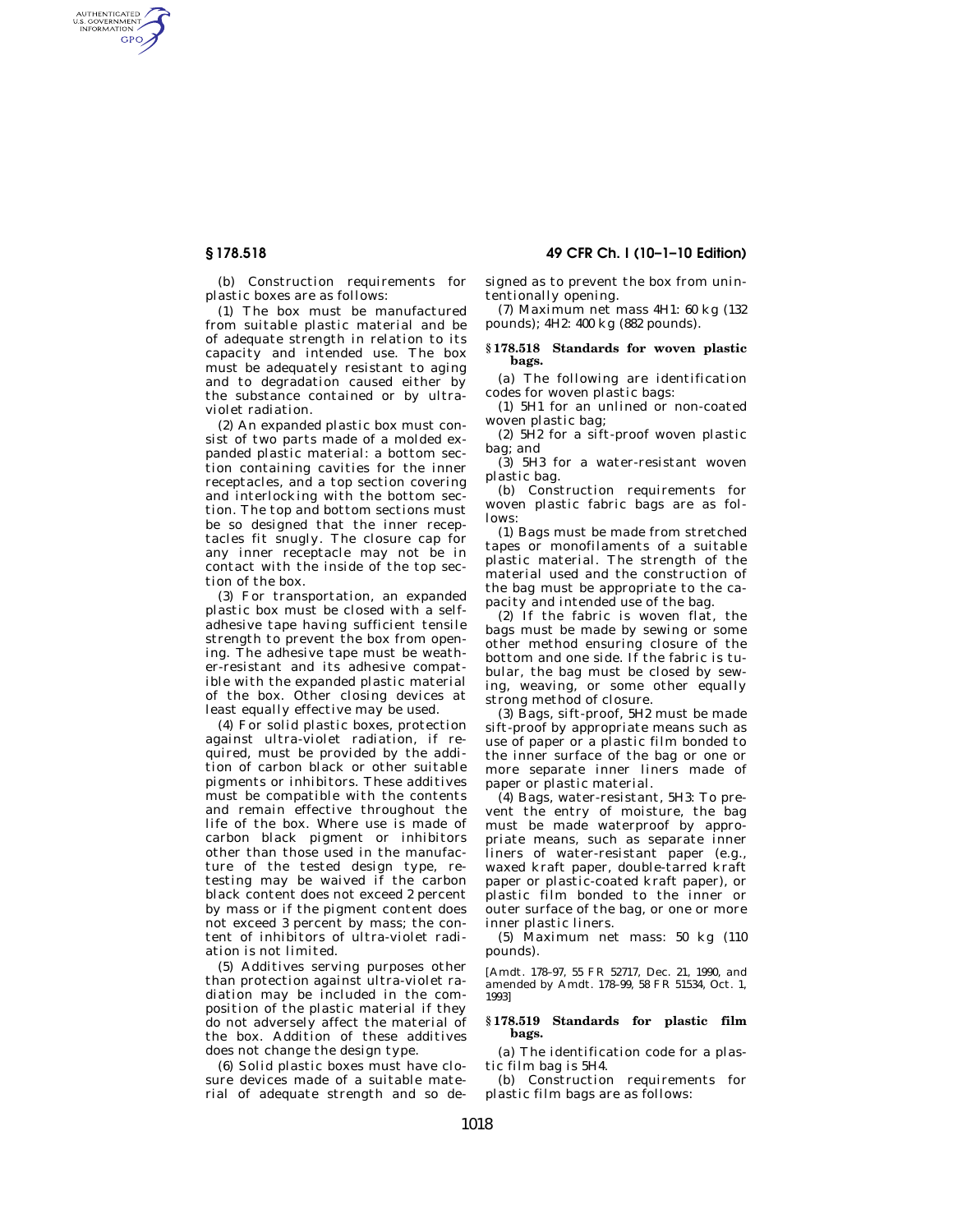(b) Construction requirements for plastic boxes are as follows:

(1) The box must be manufactured from suitable plastic material and be of adequate strength in relation to its capacity and intended use. The box must be adequately resistant to aging and to degradation caused either by the substance contained or by ultra-violet radiation.

(2) An expanded plastic box must consist of two parts made of a molded expanded plastic material: a bottom section containing cavities for the inner receptacles, and a top section covering and interlocking with the bottom section. The top and bottom sections must be so designed that the inner receptacles fit snugly. The closure cap for any inner receptacle may not be in contact with the inside of the top section of the box.

(3) For transportation, an expanded plastic box must be closed with a self-adhesive tape having sufficient tensile strength to prevent the box from opening. The adhesive tape must be weather-resistant and its adhesive compatible with the expanded plastic material of the box. Other closing devices at least equally effective may be used.

(4) For solid plastic boxes, protection against ultra-violet radiation, if required, must be provided by the addition of carbon black or other suitable pigments or inhibitors. These additives must be compatible with the contents and remain effective throughout the life of the box. Where use is made of carbon black pigment or inhibitors other than those used in the manufacture of the tested design type, retesting may be waived if the carbon black content does not exceed 2 percent by mass or if the pigment content does not exceed 3 percent by mass; the content of inhibitors of ultra-violet radiation is not limited.

(5) Additives serving purposes other than protection against ultra-violet radiation may be included in the composition of the plastic material if they do not adversely affect the material of the box. Addition of these additives does not change the design type.

(6) Solid plastic boxes must have closure devices made of a suitable material of adequate strength and so designed as to prevent the box from unintentionally opening.

(7) Maximum net mass 4H1: 60 kg (132 pounds); 4H2: 400 kg (882 pounds).

### § 178.518 Standards for woven plastic bags.

(a) The following are identification codes for woven plastic bags:

(1) 5H1 for an unlined or non-coated woven plastic bag;

(2) 5H2 for a sift-proof woven plastic bag; and

(3) 5H3 for a water-resistant woven plastic bag.

(b) Construction requirements for woven plastic fabric bags are as follows:

(1) Bags must be made from stretched tapes or monofilaments of a suitable plastic material. The strength of the material used and the construction of the bag must be appropriate to the capacity and intended use of the bag.

(2) If the fabric is woven flat, the bags must be made by sewing or some other method ensuring closure of the bottom and one side. If the fabric is tubular, the bag must be closed by sewing, weaving, or some other equally strong method of closure.

(3) Bags, sift-proof, 5H2 must be made sift-proof by appropriate means such as use of paper or a plastic film bonded to the inner surface of the bag or one or more separate inner liners made of paper or plastic material.

(4) Bags, water-resistant, 5H3: To prevent the entry of moisture, the bag must be made waterproof by appropriate means, such as separate inner liners of water-resistant paper (e.g., waxed kraft paper, double-tarred kraft paper or plastic-coated kraft paper), or plastic film bonded to the inner or outer surface of the bag, or one or more inner plastic liners.

(5) Maximum net mass: 50 kg (110 pounds).

[Amdt. 178–97, 55 FR 52717, Dec. 21, 1990, and amended by Amdt. 178–99, 58 FR 51534, Oct. 1, 1993]

### § 178.519 Standards for plastic film bags.

(a) The identification code for a plastic film bag is 5H4.

(b) Construction requirements for plastic film bags are as follows: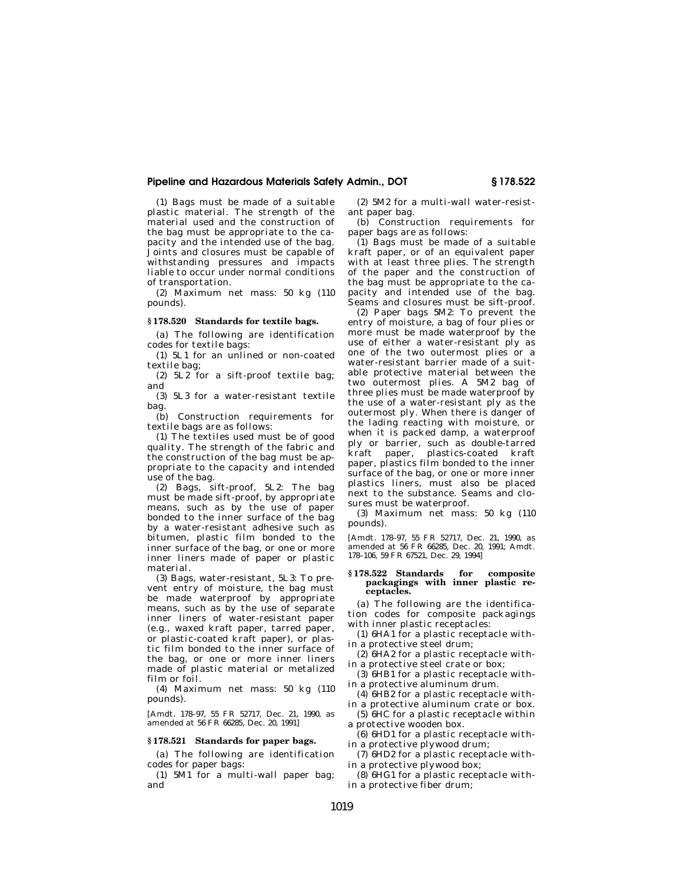(1) Bags must be made of a suitable plastic material. The strength of the material used and the construction of the bag must be appropriate to the capacity and the intended use of the bag. Joints and closures must be capable of withstanding pressures and impacts liable to occur under normal conditions of transportation.

(2) Maximum net mass: 50 kg (110 pounds).

### § 178.520 Standards for textile bags.

(a) The following are identification codes for textile bags:

(1) 5L1 for an unlined or non-coated textile bag;

(2) 5L2 for a sift-proof textile bag; and

(3) 5L3 for a water-resistant textile bag.

(b) Construction requirements for textile bags are as follows:

(1) The textiles used must be of good quality. The strength of the fabric and the construction of the bag must be appropriate to the capacity and intended use of the bag.

(2) Bags, sift-proof, 5L2: The bag must be made sift-proof, by appropriate means, such as by the use of paper bonded to the inner surface of the bag by a water-resistant adhesive such as bitumen, plastic film bonded to the inner surface of the bag, or one or more inner liners made of paper or plastic material.

(3) Bags, water-resistant, 5L3: To prevent entry of moisture, the bag must be made waterproof by appropriate means, such as by the use of separate inner liners of water-resistant paper (e.g., waxed kraft paper, tarred paper, or plastic-coated kraft paper), or plastic film bonded to the inner surface of the bag, or one or more inner liners made of plastic material or metalized film or foil.

(4) Maximum net mass: 50 kg (110 pounds).

[Amdt. 178–97, 55 FR 52717, Dec. 21, 1990, as amended at 56 FR 66285, Dec. 20, 1991]

### § 178.521 Standards for paper bags.

(a) The following are identification codes for paper bags:

(1) 5M1 for a multi-wall paper bag; and

(2) 5M2 for a multi-wall water-resistant paper bag.

(b) Construction requirements for paper bags are as follows:

(1) Bags must be made of a suitable kraft paper, or of an equivalent paper with at least three plies. The strength of the paper and the construction of the bag must be appropriate to the capacity and intended use of the bag. Seams and closures must be sift-proof.

(2) Paper bags 5M2: To prevent the entry of moisture, a bag of four plies or more must be made waterproof by the use of either a water-resistant ply as one of the two outermost plies or a water-resistant barrier made of a suitable protective material between the two outermost plies. A 5M2 bag of three plies must be made waterproof by the use of a water-resistant ply as the outermost ply. When there is danger of the lading reacting with moisture, or when it is packed damp, a waterproof ply or barrier, such as double-tarred kraft paper, plastics-coated kraft paper, plastics film bonded to the inner surface of the bag, or one or more inner plastics liners, must also be placed next to the substance. Seams and closures must be waterproof.

(3) Maximum net mass: 50 kg (110 pounds).

[Amdt. 178–97, 55 FR 52717, Dec. 21, 1990, as amended at 56 FR 66285, Dec. 20, 1991; Amdt. 178–106, 59 FR 67521, Dec. 29, 1994]

### § 178.522 Standards for composite packagings with inner plastic receptacles.

(a) The following are the identification codes for composite packagings with inner plastic receptacles:

(1) 6HA1 for a plastic receptacle within a protective steel drum;

(2) 6HA2 for a plastic receptacle within a protective steel crate or box;

(3) 6HB1 for a plastic receptacle within a protective aluminum drum.

(4) 6HB2 for a plastic receptacle within a protective aluminum crate or box.

(5) 6HC for a plastic receptacle within a protective wooden box.

(6) 6HD1 for a plastic receptacle within a protective plywood drum;

(7) 6HD2 for a plastic receptacle within a protective plywood box;

(8) 6HG1 for a plastic receptacle within a protective fiber drum;